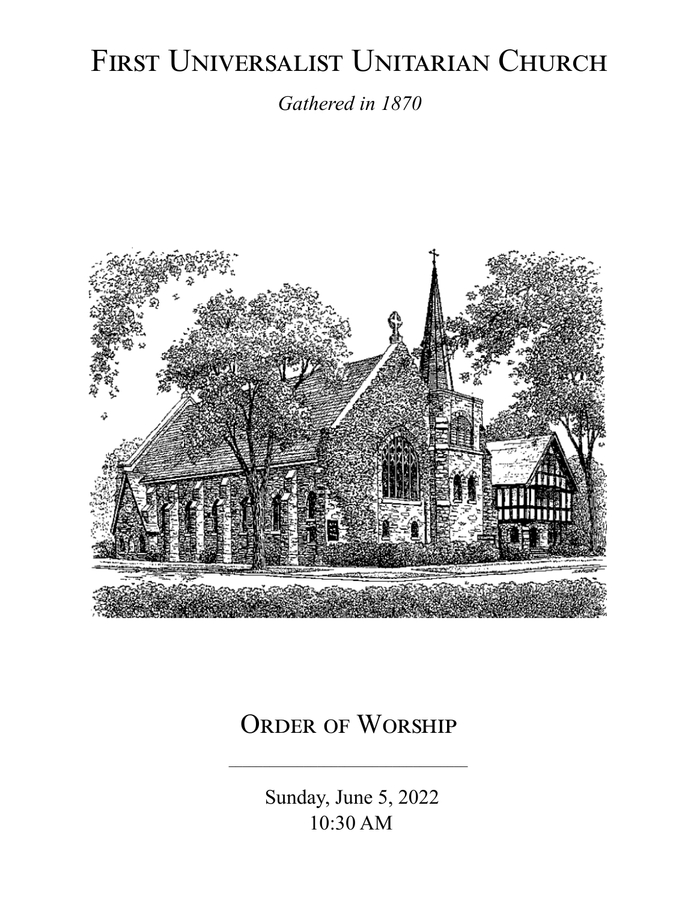# First Universalist Unitarian Church

*Gathered in 1870*

## Order of Worship

---

Sunday, June 5, 2022
10:30 AM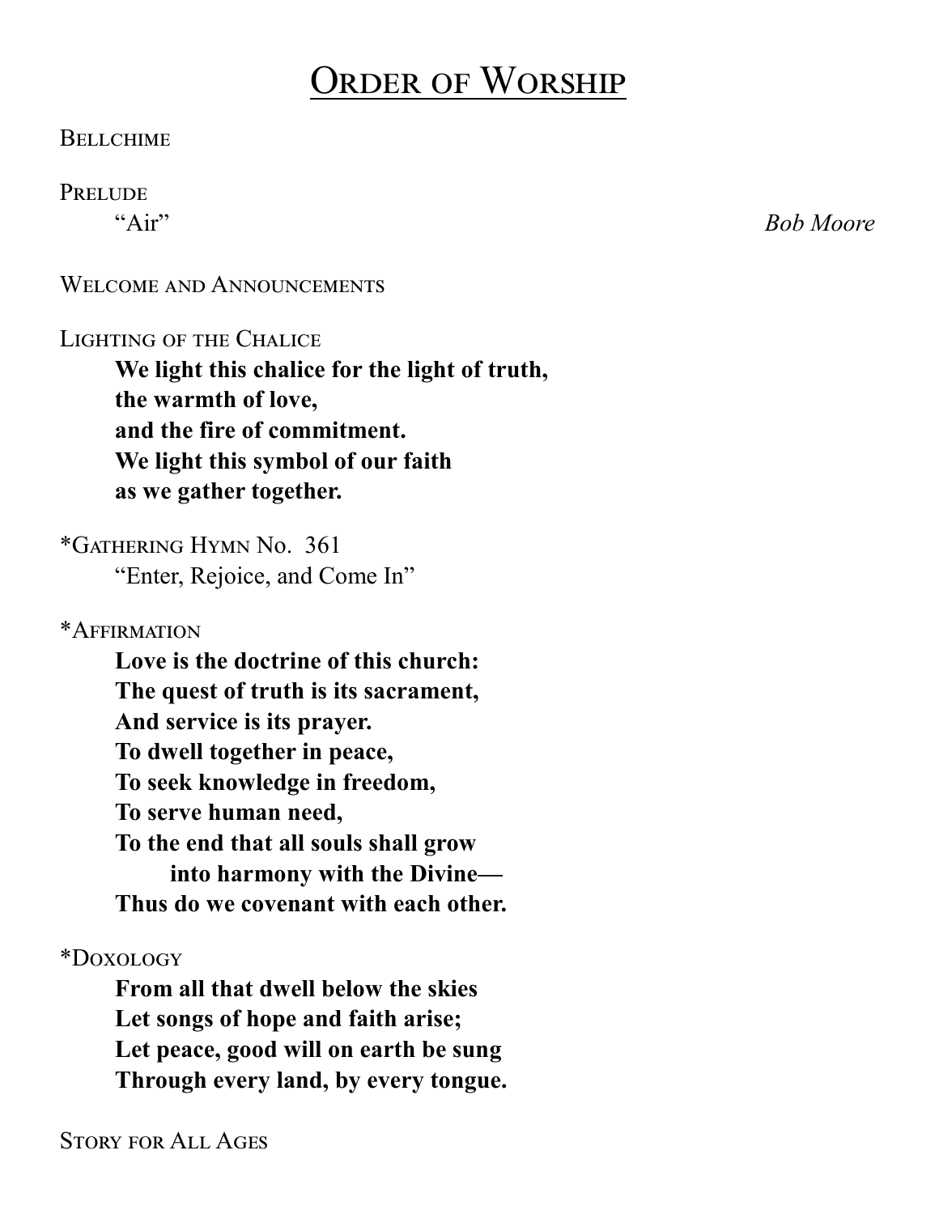# Order of Worship

Bellchime

Prelude

"Air" *Bob Moore*

Welcome and Announcements

Lighting of the Chalice

**We light this chalice for the light of truth,**
**the warmth of love,**
**and the fire of commitment.**
**We light this symbol of our faith**
**as we gather together.**

*Gathering Hymn No. 361

"Enter, Rejoice, and Come In"

*Affirmation

**Love is the doctrine of this church:**
**The quest of truth is its sacrament,**
**And service is its prayer.**
**To dwell together in peace,**
**To seek knowledge in freedom,**
**To serve human need,**
**To the end that all souls shall grow**
**into harmony with the Divine—**
**Thus do we covenant with each other.**

*Doxology

**From all that dwell below the skies**
**Let songs of hope and faith arise;**
**Let peace, good will on earth be sung**
**Through every land, by every tongue.**

Story for All Ages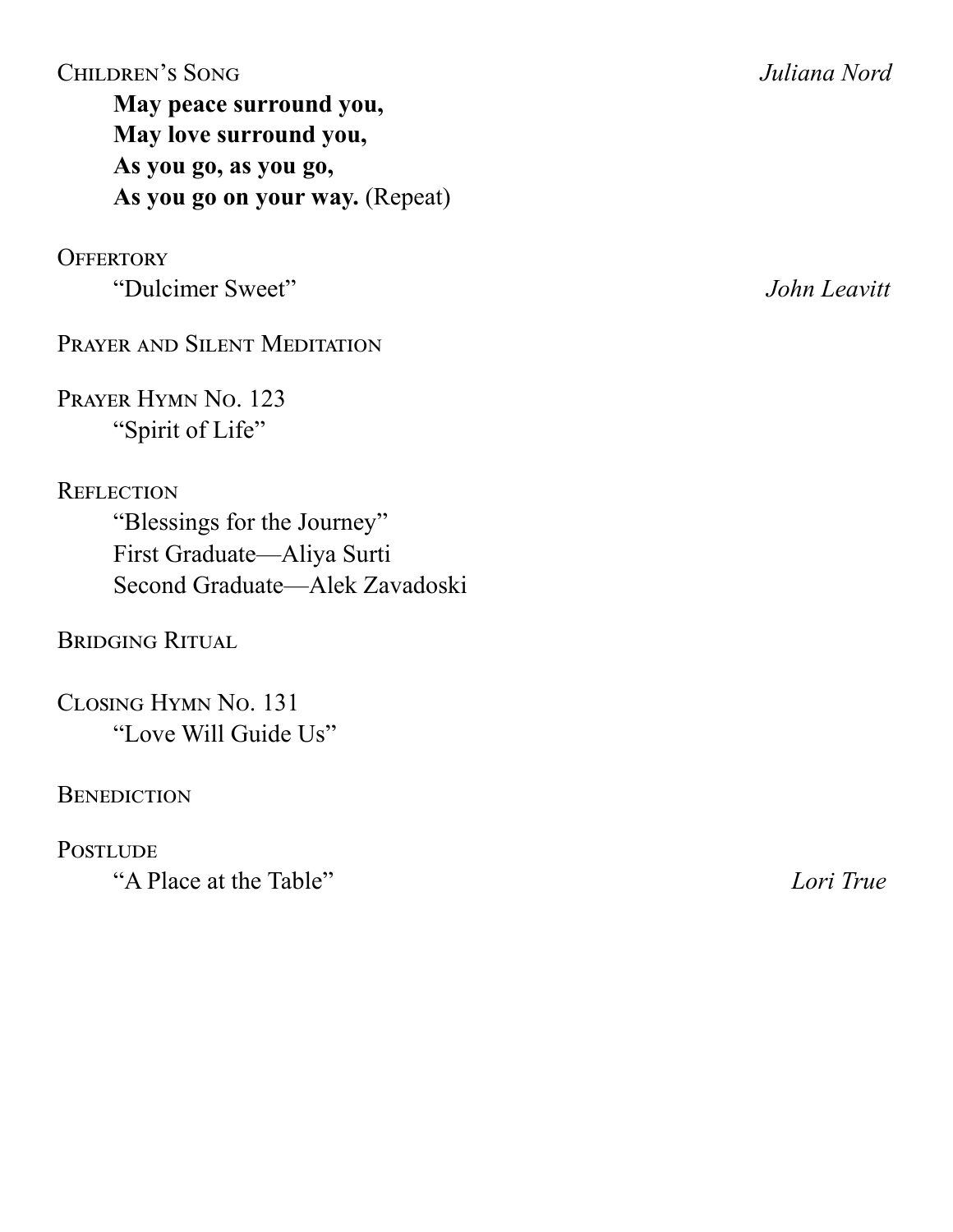Children's Song *Juliana Nord*

**May peace surround you,**
**May love surround you,**
**As you go, as you go,**
**As you go on your way.** (Repeat)

Offertory
"Dulcimer Sweet" *John Leavitt*

Prayer and Silent Meditation

Prayer Hymn No. 123
"Spirit of Life"

Reflection
"Blessings for the Journey"
First Graduate—Aliya Surti
Second Graduate—Alek Zavadoski

Bridging Ritual

Closing Hymn No. 131
"Love Will Guide Us"

Benediction

Postlude
"A Place at the Table" *Lori True*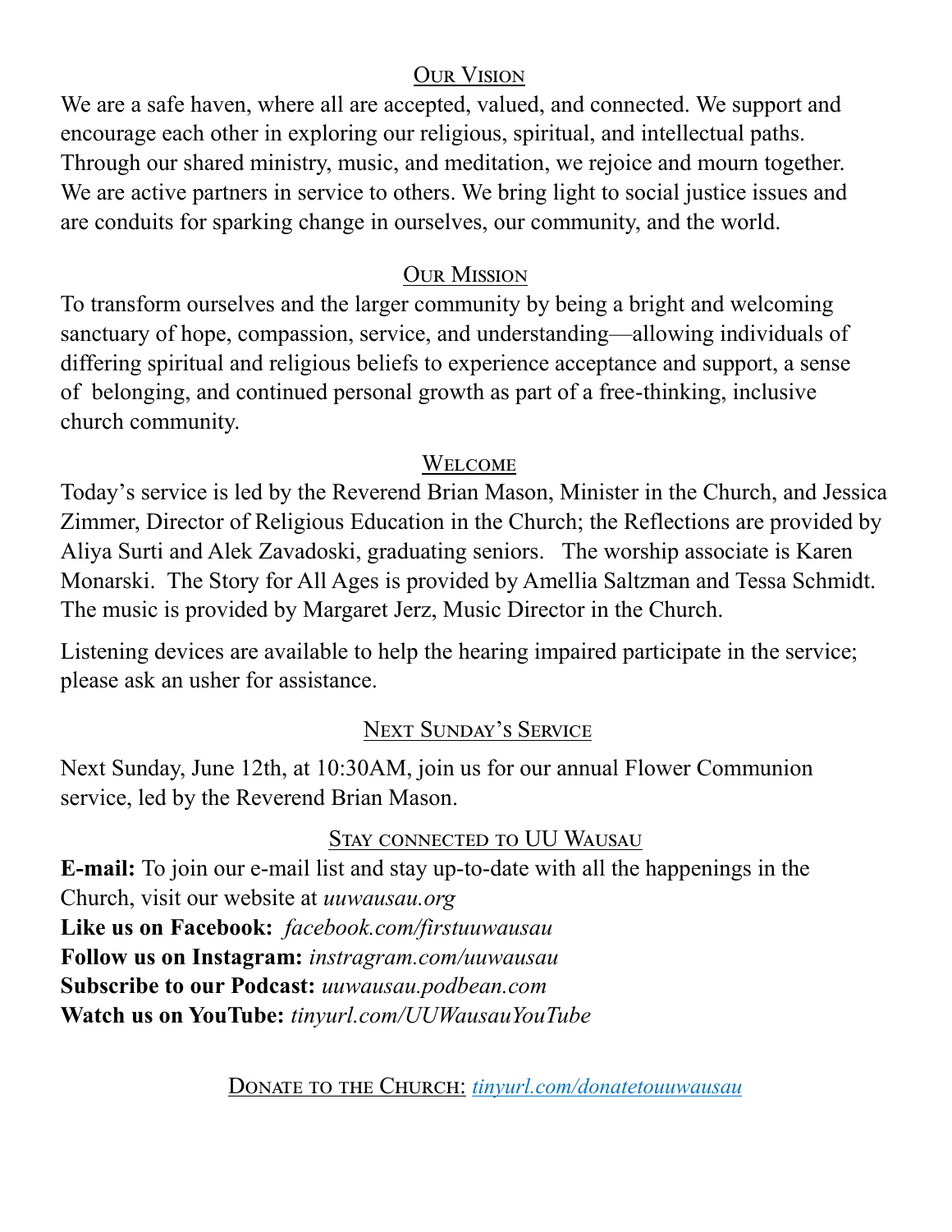## Our Vision

We are a safe haven, where all are accepted, valued, and connected. We support and encourage each other in exploring our religious, spiritual, and intellectual paths. Through our shared ministry, music, and meditation, we rejoice and mourn together. We are active partners in service to others. We bring light to social justice issues and are conduits for sparking change in ourselves, our community, and the world.

## Our Mission

To transform ourselves and the larger community by being a bright and welcoming sanctuary of hope, compassion, service, and understanding—allowing individuals of differing spiritual and religious beliefs to experience acceptance and support, a sense of belonging, and continued personal growth as part of a free-thinking, inclusive church community.

## Welcome

Today's service is led by the Reverend Brian Mason, Minister in the Church, and Jessica Zimmer, Director of Religious Education in the Church; the Reflections are provided by Aliya Surti and Alek Zavadoski, graduating seniors. The worship associate is Karen Monarski. The Story for All Ages is provided by Amellia Saltzman and Tessa Schmidt. The music is provided by Margaret Jerz, Music Director in the Church.

Listening devices are available to help the hearing impaired participate in the service; please ask an usher for assistance.

## Next Sunday's Service

Next Sunday, June 12th, at 10:30AM, join us for our annual Flower Communion service, led by the Reverend Brian Mason.

## Stay connected to UU Wausau

**E-mail:** To join our e-mail list and stay up-to-date with all the happenings in the Church, visit our website at *uuwausau.org*
**Like us on Facebook:** *facebook.com/firstuuwausau*
**Follow us on Instagram:** *instragram.com/uuwausau*
**Subscribe to our Podcast:** *uuwausau.podbean.com*
**Watch us on YouTube:** *tinyurl.com/UUWausauYouTube*

Donate to the Church: *tinyurl.com/donatetouuwausau*